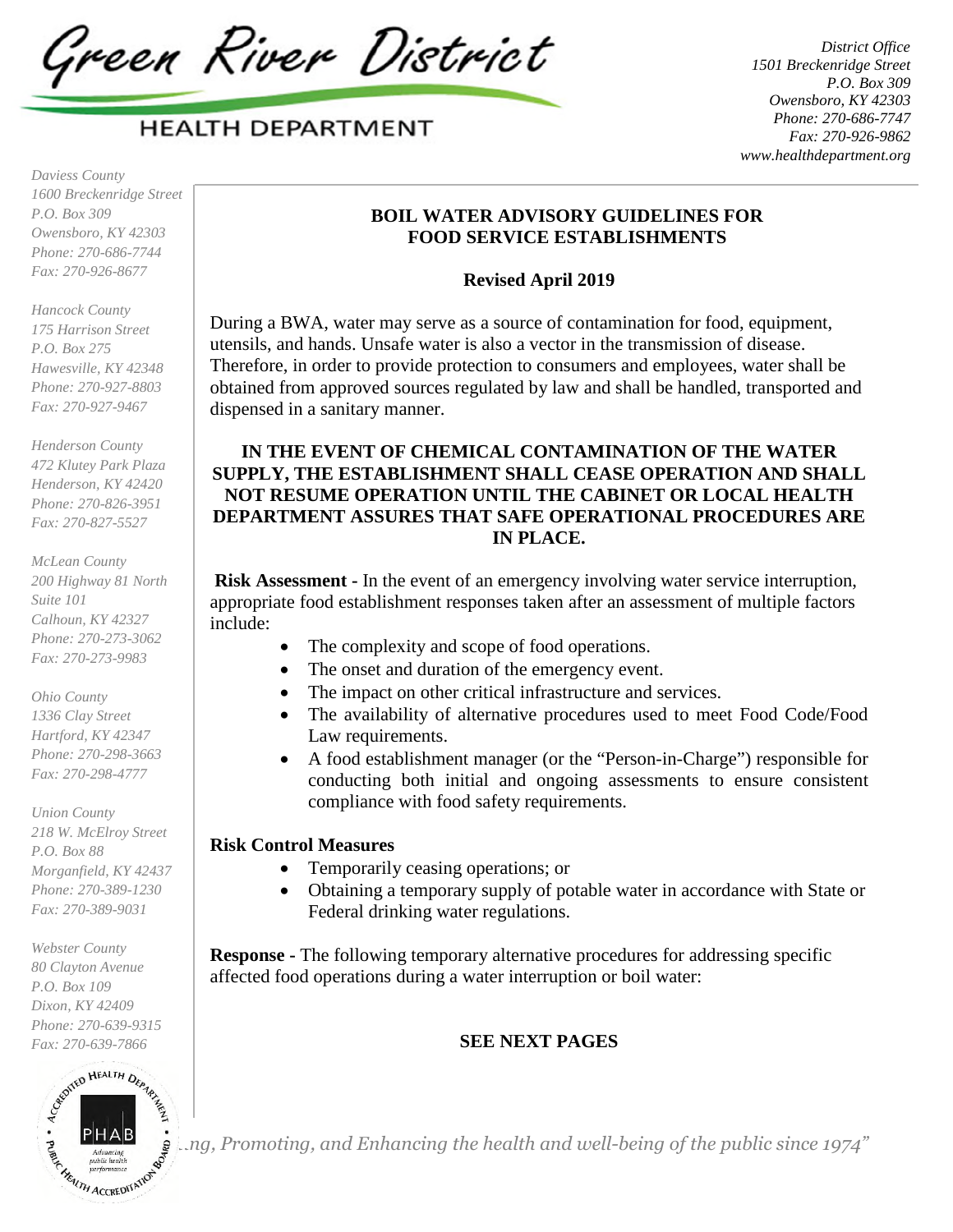Green River District

HEALTH DEPARTMENT

*District Office*
*1501 Breckenridge Street*
*P.O. Box 309*
*Owensboro, KY 42303*
*Phone: 270-686-7747*
*Fax: 270-926-9862*
*www.healthdepartment.org*

*Daviess County*
*1600 Breckenridge Street*
*P.O. Box 309*
*Owensboro, KY 42303*
*Phone: 270-686-7744*
*Fax: 270-926-8677*

*Hancock County*
*175 Harrison Street*
*P.O. Box 275*
*Hawesville, KY 42348*
*Phone: 270-927-8803*
*Fax: 270-927-9467*

*Henderson County*
*472 Klutey Park Plaza*
*Henderson, KY 42420*
*Phone: 270-826-3951*
*Fax: 270-827-5527*

*McLean County*
*200 Highway 81 North*
*Suite 101*
*Calhoun, KY 42327*
*Phone: 270-273-3062*
*Fax: 270-273-9983*

*Ohio County*
*1336 Clay Street*
*Hartford, KY 42347*
*Phone: 270-298-3663*
*Fax: 270-298-4777*

*Union County*
*218 W. McElroy Street*
*P.O. Box 88*
*Morganfield, KY 42437*
*Phone: 270-389-1230*
*Fax: 270-389-9031*

*Webster County*
*80 Clayton Avenue*
*P.O. Box 109*
*Dixon, KY 42409*
*Phone: 270-639-9315*
*Fax: 270-639-7866*

## BOIL WATER ADVISORY GUIDELINES FOR FOOD SERVICE ESTABLISHMENTS

**Revised April 2019**

During a BWA, water may serve as a source of contamination for food, equipment, utensils, and hands. Unsafe water is also a vector in the transmission of disease. Therefore, in order to provide protection to consumers and employees, water shall be obtained from approved sources regulated by law and shall be handled, transported and dispensed in a sanitary manner.

**IN THE EVENT OF CHEMICAL CONTAMINATION OF THE WATER SUPPLY, THE ESTABLISHMENT SHALL CEASE OPERATION AND SHALL NOT RESUME OPERATION UNTIL THE CABINET OR LOCAL HEALTH DEPARTMENT ASSURES THAT SAFE OPERATIONAL PROCEDURES ARE IN PLACE.**

**Risk Assessment -** In the event of an emergency involving water service interruption, appropriate food establishment responses taken after an assessment of multiple factors include:

- The complexity and scope of food operations.
- The onset and duration of the emergency event.
- The impact on other critical infrastructure and services.
- The availability of alternative procedures used to meet Food Code/Food Law requirements.
- A food establishment manager (or the "Person-in-Charge") responsible for conducting both initial and ongoing assessments to ensure consistent compliance with food safety requirements.

**Risk Control Measures**

- Temporarily ceasing operations; or
- Obtaining a temporary supply of potable water in accordance with State or Federal drinking water regulations.

**Response -** The following temporary alternative procedures for addressing specific affected food operations during a water interruption or boil water:

**SEE NEXT PAGES**

*…ng, Promoting, and Enhancing the health and well-being of the public since 1974"*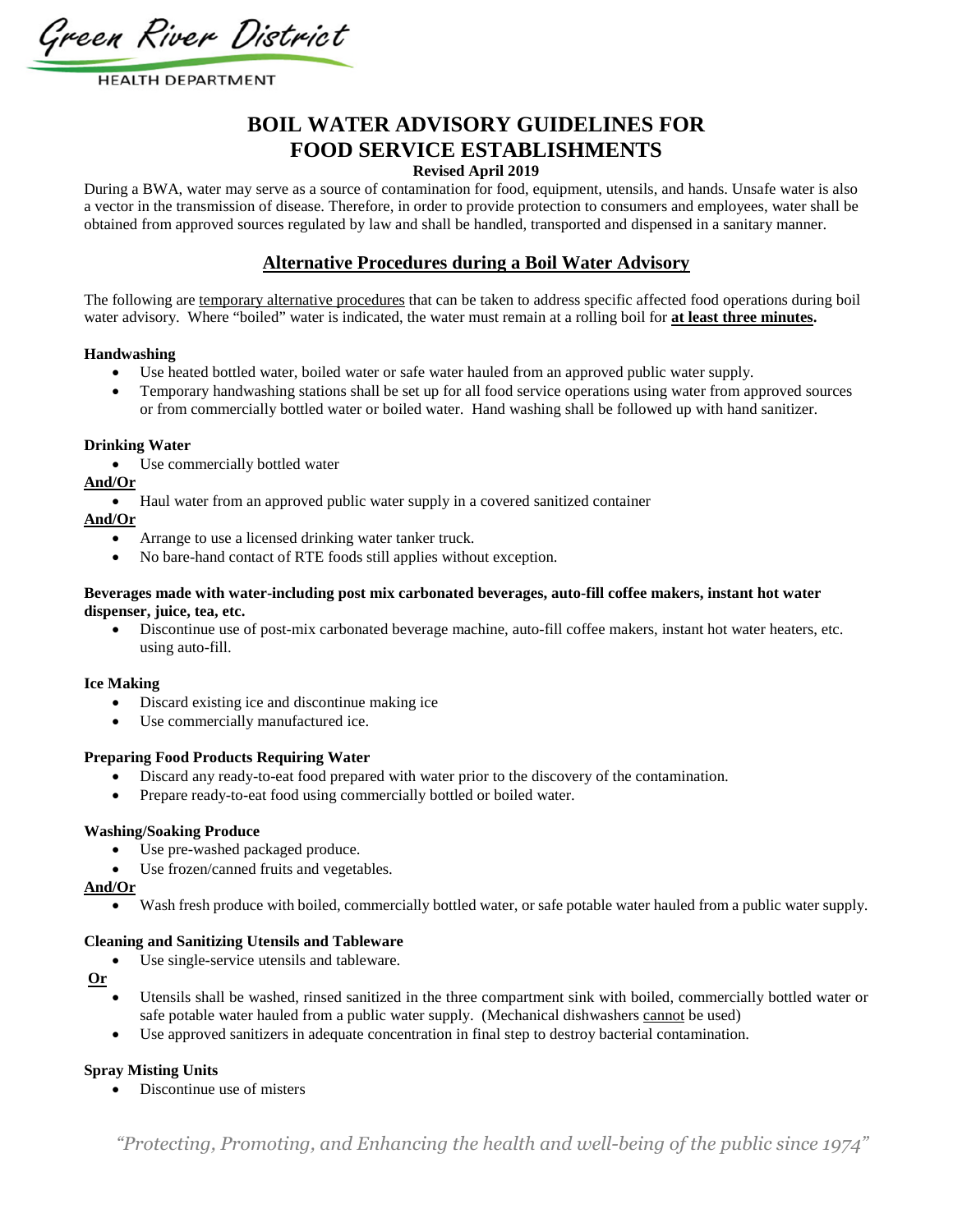Green River District

HEALTH DEPARTMENT

# BOIL WATER ADVISORY GUIDELINES FOR FOOD SERVICE ESTABLISHMENTS

**Revised April 2019**

During a BWA, water may serve as a source of contamination for food, equipment, utensils, and hands. Unsafe water is also a vector in the transmission of disease. Therefore, in order to provide protection to consumers and employees, water shall be obtained from approved sources regulated by law and shall be handled, transported and dispensed in a sanitary manner.

## Alternative Procedures during a Boil Water Advisory

The following are temporary alternative procedures that can be taken to address specific affected food operations during boil water advisory. Where "boiled" water is indicated, the water must remain at a rolling boil for **at least three minutes.**

**Handwashing**

- Use heated bottled water, boiled water or safe water hauled from an approved public water supply.
- Temporary handwashing stations shall be set up for all food service operations using water from approved sources or from commercially bottled water or boiled water. Hand washing shall be followed up with hand sanitizer.

**Drinking Water**

- Use commercially bottled water

**And/Or**

- Haul water from an approved public water supply in a covered sanitized container

**And/Or**

- Arrange to use a licensed drinking water tanker truck.
- No bare-hand contact of RTE foods still applies without exception.

**Beverages made with water-including post mix carbonated beverages, auto-fill coffee makers, instant hot water dispenser, juice, tea, etc.**

- Discontinue use of post-mix carbonated beverage machine, auto-fill coffee makers, instant hot water heaters, etc. using auto-fill.

**Ice Making**

- Discard existing ice and discontinue making ice
- Use commercially manufactured ice.

**Preparing Food Products Requiring Water**

- Discard any ready-to-eat food prepared with water prior to the discovery of the contamination.
- Prepare ready-to-eat food using commercially bottled or boiled water.

**Washing/Soaking Produce**

- Use pre-washed packaged produce.
- Use frozen/canned fruits and vegetables.

**And/Or**

- Wash fresh produce with boiled, commercially bottled water, or safe potable water hauled from a public water supply.

**Cleaning and Sanitizing Utensils and Tableware**

- Use single-service utensils and tableware.

**Or**

- Utensils shall be washed, rinsed sanitized in the three compartment sink with boiled, commercially bottled water or safe potable water hauled from a public water supply. (Mechanical dishwashers cannot be used)
- Use approved sanitizers in adequate concentration in final step to destroy bacterial contamination.

**Spray Misting Units**

- Discontinue use of misters

*"Protecting, Promoting, and Enhancing the health and well-being of the public since 1974"*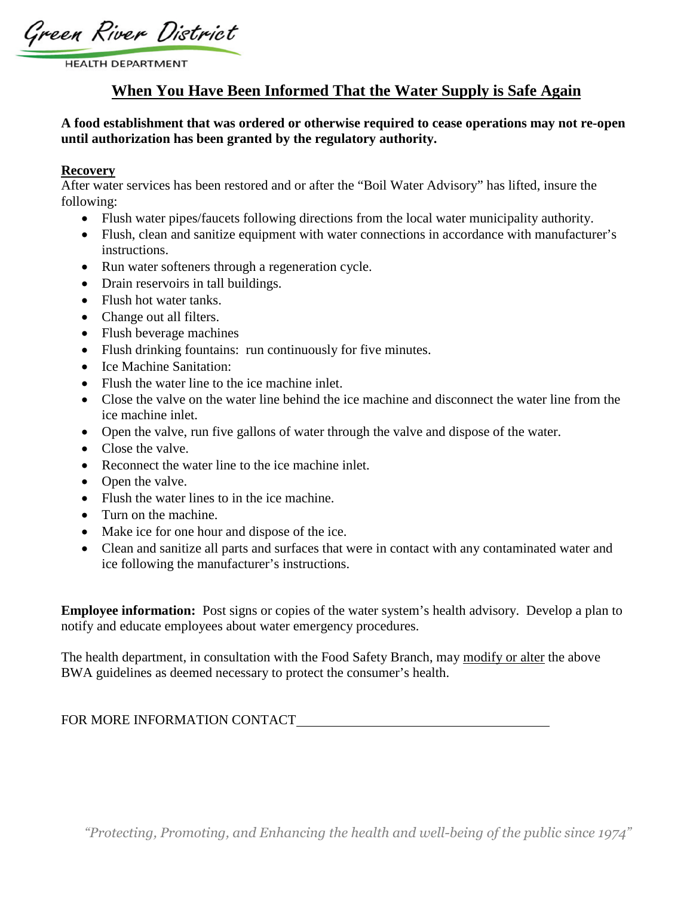Green River District

HEALTH DEPARTMENT

# When You Have Been Informed That the Water Supply is Safe Again

**A food establishment that was ordered or otherwise required to cease operations may not re-open until authorization has been granted by the regulatory authority.**

**Recovery**

After water services has been restored and or after the "Boil Water Advisory" has lifted, insure the following:

- Flush water pipes/faucets following directions from the local water municipality authority.
- Flush, clean and sanitize equipment with water connections in accordance with manufacturer's instructions.
- Run water softeners through a regeneration cycle.
- Drain reservoirs in tall buildings.
- Flush hot water tanks.
- Change out all filters.
- Flush beverage machines
- Flush drinking fountains: run continuously for five minutes.
- Ice Machine Sanitation:
- Flush the water line to the ice machine inlet.
- Close the valve on the water line behind the ice machine and disconnect the water line from the ice machine inlet.
- Open the valve, run five gallons of water through the valve and dispose of the water.
- Close the valve.
- Reconnect the water line to the ice machine inlet.
- Open the valve.
- Flush the water lines to in the ice machine.
- Turn on the machine.
- Make ice for one hour and dispose of the ice.
- Clean and sanitize all parts and surfaces that were in contact with any contaminated water and ice following the manufacturer's instructions.

**Employee information:** Post signs or copies of the water system's health advisory. Develop a plan to notify and educate employees about water emergency procedures.

The health department, in consultation with the Food Safety Branch, may modify or alter the above BWA guidelines as deemed necessary to protect the consumer's health.

FOR MORE INFORMATION CONTACT\_\_\_\_\_\_\_\_\_\_\_\_\_\_\_\_\_\_\_\_\_\_\_\_\_\_\_\_\_\_\_\_\_\_\_\_

*"Protecting, Promoting, and Enhancing the health and well-being of the public since 1974"*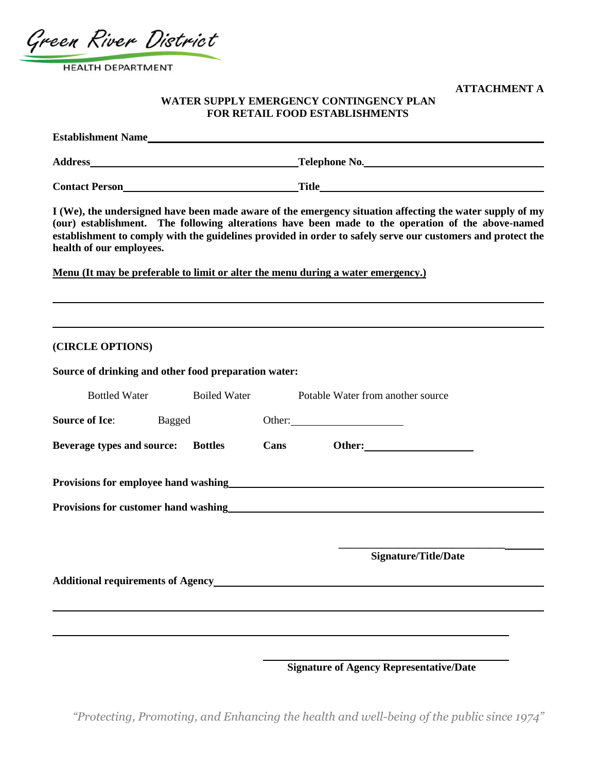Green River District
HEALTH DEPARTMENT

**ATTACHMENT A**

**WATER SUPPLY EMERGENCY CONTINGENCY PLAN**
**FOR RETAIL FOOD ESTABLISHMENTS**

**Establishment Name**\_\_\_\_\_\_\_\_\_\_\_\_\_\_\_\_\_\_\_\_\_\_\_\_\_\_\_\_\_\_\_\_\_\_\_\_\_\_\_\_

**Address**\_\_\_\_\_\_\_\_\_\_\_\_\_\_\_\_\_\_\_\_\_\_\_\_\_\_ **Telephone No.**\_\_\_\_\_\_\_\_\_\_\_\_\_\_\_\_\_\_\_\_\_\_

**Contact Person**\_\_\_\_\_\_\_\_\_\_\_\_\_\_\_\_\_\_\_\_\_\_ **Title**\_\_\_\_\_\_\_\_\_\_\_\_\_\_\_\_\_\_\_\_\_\_\_\_\_\_

**I (We), the undersigned have been made aware of the emergency situation affecting the water supply of my (our) establishment. The following alterations have been made to the operation of the above-named establishment to comply with the guidelines provided in order to safely serve our customers and protect the health of our employees.**

**<u>Menu (It may be preferable to limit or alter the menu during a water emergency.)</u>**

\_\_\_\_\_\_\_\_\_\_\_\_\_\_\_\_\_\_\_\_\_\_\_\_\_\_\_\_\_\_\_\_\_\_\_\_\_\_\_\_\_\_\_\_\_\_\_\_\_\_\_\_\_\_\_\_\_\_\_\_\_\_

\_\_\_\_\_\_\_\_\_\_\_\_\_\_\_\_\_\_\_\_\_\_\_\_\_\_\_\_\_\_\_\_\_\_\_\_\_\_\_\_\_\_\_\_\_\_\_\_\_\_\_\_\_\_\_\_\_\_\_\_\_\_

**(CIRCLE OPTIONS)**

**Source of drinking and other food preparation water:**

Bottled Water    Boiled Water    Potable Water from another source

**Source of Ice**:    Bagged    Other:\_\_\_\_\_\_\_\_\_\_\_\_\_\_\_\_\_\_

**Beverage types and source:**    **Bottles**    **Cans**    **Other:**\_\_\_\_\_\_\_\_\_\_\_\_\_\_\_\_\_\_

**Provisions for employee hand washing**\_\_\_\_\_\_\_\_\_\_\_\_\_\_\_\_\_\_\_\_\_\_\_\_\_\_\_\_\_\_\_\_\_\_\_\_

**Provisions for customer hand washing**\_\_\_\_\_\_\_\_\_\_\_\_\_\_\_\_\_\_\_\_\_\_\_\_\_\_\_\_\_\_\_\_\_\_\_\_

\_\_\_\_\_\_\_\_\_\_\_\_\_\_\_\_\_\_\_\_\_\_\_\_\_\_\_\_\_\_\_\_\_\_\_\_
**Signature/Title/Date**

**Additional requirements of Agency**\_\_\_\_\_\_\_\_\_\_\_\_\_\_\_\_\_\_\_\_\_\_\_\_\_\_\_\_\_\_\_\_\_\_\_\_\_\_

\_\_\_\_\_\_\_\_\_\_\_\_\_\_\_\_\_\_\_\_\_\_\_\_\_\_\_\_\_\_\_\_\_\_\_\_\_\_\_\_\_\_\_\_\_\_\_\_\_\_\_\_\_\_\_\_\_\_\_\_\_\_

\_\_\_\_\_\_\_\_\_\_\_\_\_\_\_\_\_\_\_\_\_\_\_\_\_\_\_\_\_\_\_\_\_\_\_\_\_\_\_\_\_\_\_\_\_\_\_\_\_\_\_\_\_\_\_\_\_\_\_\_\_\_

\_\_\_\_\_\_\_\_\_\_\_\_\_\_\_\_\_\_\_\_\_\_\_\_\_\_\_\_\_\_\_\_\_\_\_\_
**Signature of Agency Representative/Date**

*"Protecting, Promoting, and Enhancing the health and well-being of the public since 1974"*